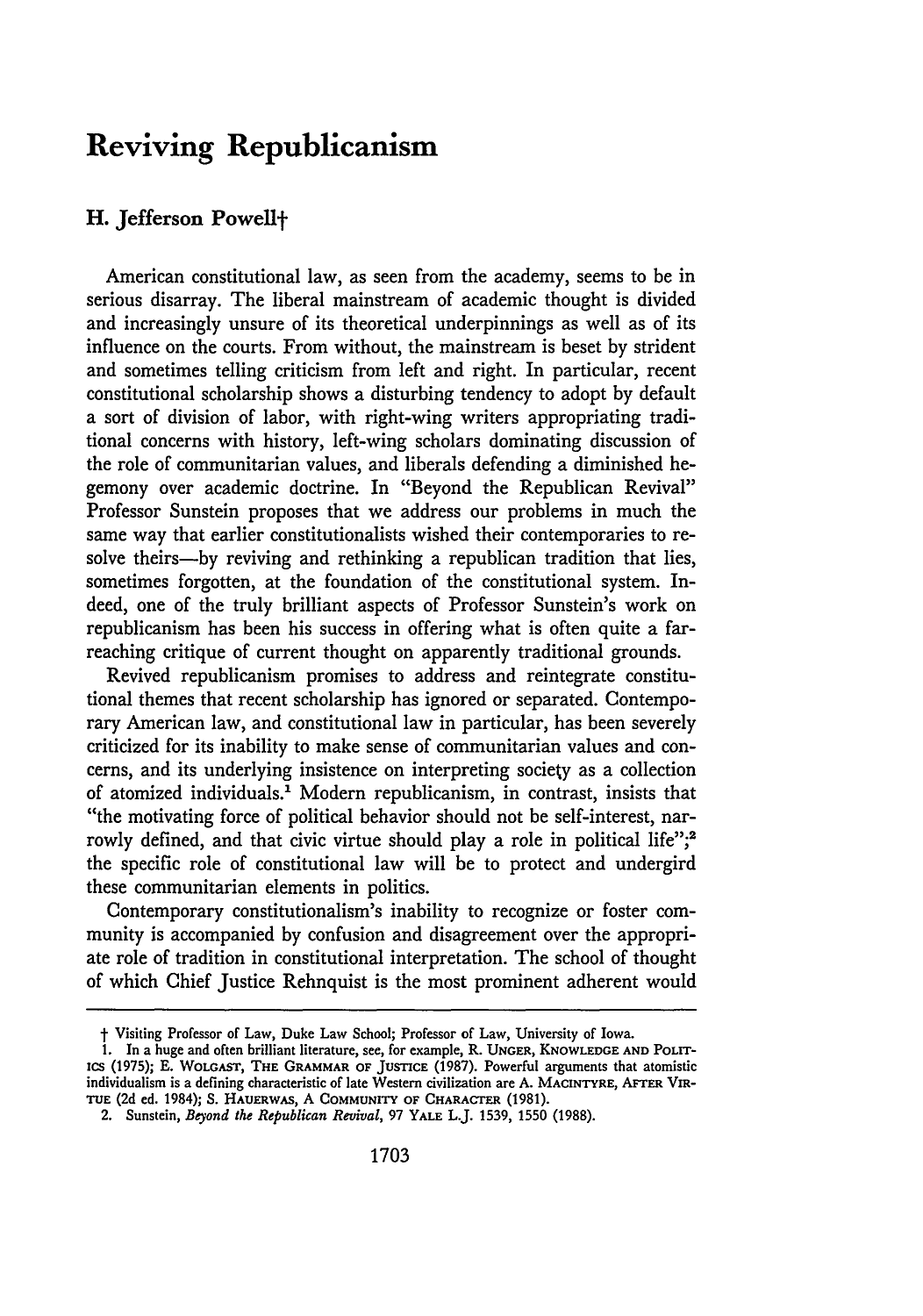# Reviving Republicanism

## H. Jefferson Powell†

American constitutional law, as seen from the academy, seems to be in serious disarray. The liberal mainstream of academic thought is divided and increasingly unsure of its theoretical underpinnings as well as of its influence on the courts. From without, the mainstream is beset by strident and sometimes telling criticism from left and right. In particular, recent constitutional scholarship shows a disturbing tendency to adopt by default a sort of division of labor, with right-wing writers appropriating traditional concerns with history, left-wing scholars dominating discussion of the role of communitarian values, and liberals defending a diminished hegemony over academic doctrine. In "Beyond the Republican Revival" Professor Sunstein proposes that we address our problems in much the same way that earlier constitutionalists wished their contemporaries to resolve theirs—by reviving and rethinking a republican tradition that lies, sometimes forgotten, at the foundation of the constitutional system. Indeed, one of the truly brilliant aspects of Professor Sunstein's work on republicanism has been his success in offering what is often quite a far-reaching critique of current thought on apparently traditional grounds.

Revived republicanism promises to address and reintegrate constitutional themes that recent scholarship has ignored or separated. Contemporary American law, and constitutional law in particular, has been severely criticized for its inability to make sense of communitarian values and concerns, and its underlying insistence on interpreting society as a collection of atomized individuals.[1] Modern republicanism, in contrast, insists that "the motivating force of political behavior should not be self-interest, narrowly defined, and that civic virtue should play a role in political life";[2] the specific role of constitutional law will be to protect and undergird these communitarian elements in politics.

Contemporary constitutionalism's inability to recognize or foster community is accompanied by confusion and disagreement over the appropriate role of tradition in constitutional interpretation. The school of thought of which Chief Justice Rehnquist is the most prominent adherent would

---

† Visiting Professor of Law, Duke Law School; Professor of Law, University of Iowa.

1. In a huge and often brilliant literature, see, for example, R. UNGER, KNOWLEDGE AND POLITICS (1975); E. WOLGAST, THE GRAMMAR OF JUSTICE (1987). Powerful arguments that atomistic individualism is a defining characteristic of late Western civilization are A. MACINTYRE, AFTER VIRTUE (2d ed. 1984); S. HAUERWAS, A COMMUNITY OF CHARACTER (1981).

2. Sunstein, *Beyond the Republican Revival*, 97 YALE L.J. 1539, 1550 (1988).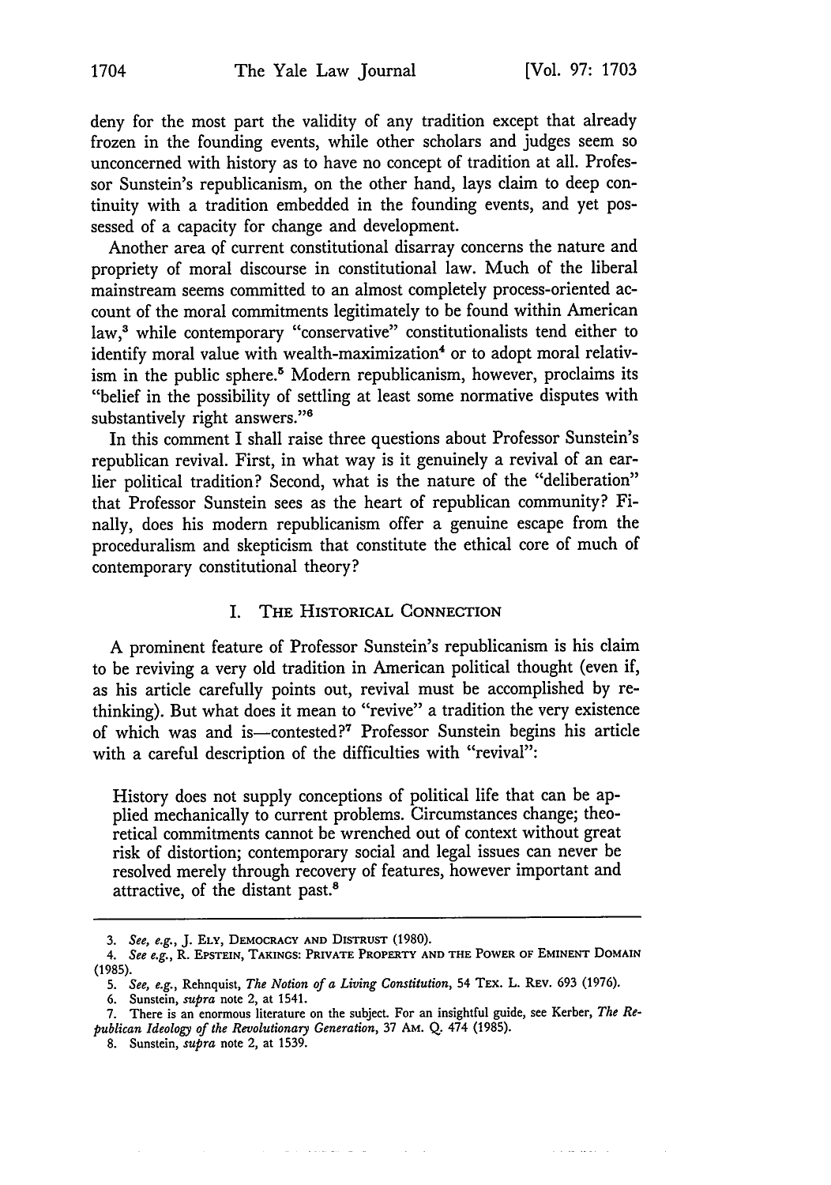deny for the most part the validity of any tradition except that already frozen in the founding events, while other scholars and judges seem so unconcerned with history as to have no concept of tradition at all. Professor Sunstein's republicanism, on the other hand, lays claim to deep continuity with a tradition embedded in the founding events, and yet possessed of a capacity for change and development.

Another area of current constitutional disarray concerns the nature and propriety of moral discourse in constitutional law. Much of the liberal mainstream seems committed to an almost completely process-oriented account of the moral commitments legitimately to be found within American law,[3] while contemporary "conservative" constitutionalists tend either to identify moral value with wealth-maximization[4] or to adopt moral relativism in the public sphere.[5] Modern republicanism, however, proclaims its "belief in the possibility of settling at least some normative disputes with substantively right answers."[6]

In this comment I shall raise three questions about Professor Sunstein's republican revival. First, in what way is it genuinely a revival of an earlier political tradition? Second, what is the nature of the "deliberation" that Professor Sunstein sees as the heart of republican community? Finally, does his modern republicanism offer a genuine escape from the proceduralism and skepticism that constitute the ethical core of much of contemporary constitutional theory?

## I. The Historical Connection

A prominent feature of Professor Sunstein's republicanism is his claim to be reviving a very old tradition in American political thought (even if, as his article carefully points out, revival must be accomplished by rethinking). But what does it mean to "revive" a tradition the very existence of which was and is—contested?[7] Professor Sunstein begins his article with a careful description of the difficulties with "revival":

> History does not supply conceptions of political life that can be applied mechanically to current problems. Circumstances change; theoretical commitments cannot be wrenched out of context without great risk of distortion; contemporary social and legal issues can never be resolved merely through recovery of features, however important and attractive, of the distant past.[8]

---

3. *See, e.g.*, J. Ely, Democracy and Distrust (1980).

4. *See e.g.*, R. Epstein, Takings: Private Property and the Power of Eminent Domain (1985).

5. *See, e.g.*, Rehnquist, *The Notion of a Living Constitution*, 54 Tex. L. Rev. 693 (1976).

6. Sunstein, *supra* note 2, at 1541.

7. There is an enormous literature on the subject. For an insightful guide, see Kerber, *The Republican Ideology of the Revolutionary Generation*, 37 Am. Q. 474 (1985).

8. Sunstein, *supra* note 2, at 1539.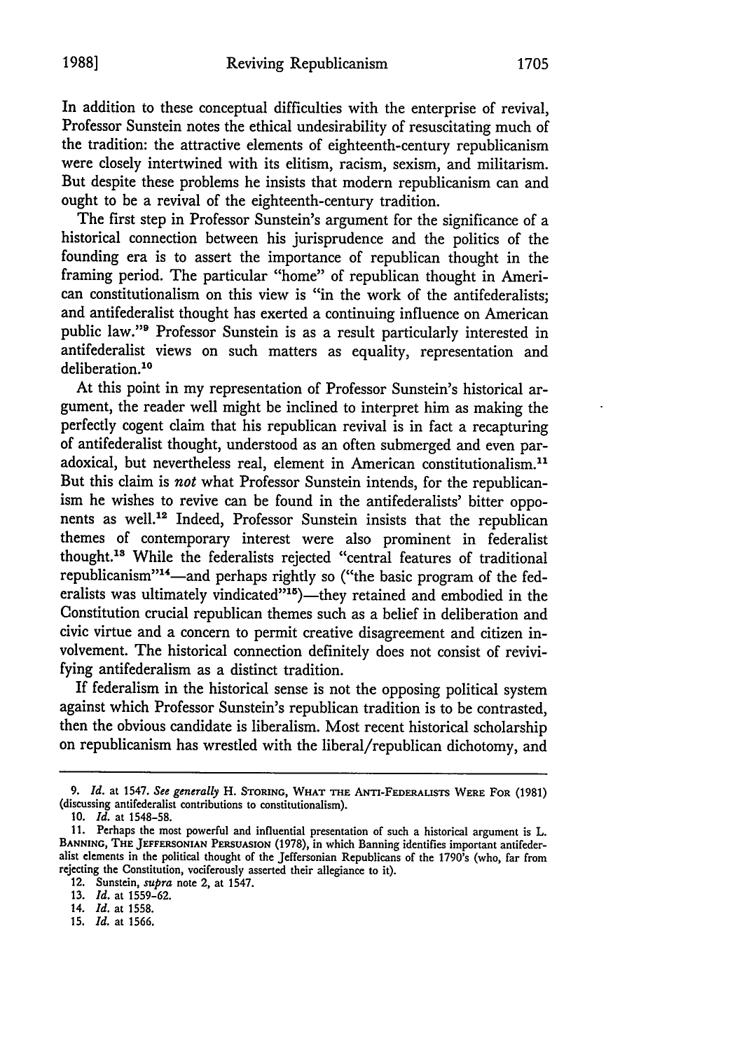In addition to these conceptual difficulties with the enterprise of revival, Professor Sunstein notes the ethical undesirability of resuscitating much of the tradition: the attractive elements of eighteenth-century republicanism were closely intertwined with its elitism, racism, sexism, and militarism. But despite these problems he insists that modern republicanism can and ought to be a revival of the eighteenth-century tradition.

The first step in Professor Sunstein's argument for the significance of a historical connection between his jurisprudence and the politics of the founding era is to assert the importance of republican thought in the framing period. The particular "home" of republican thought in American constitutionalism on this view is "in the work of the antifederalists; and antifederalist thought has exerted a continuing influence on American public law."[9] Professor Sunstein is as a result particularly interested in antifederalist views on such matters as equality, representation and deliberation.[10]

At this point in my representation of Professor Sunstein's historical argument, the reader well might be inclined to interpret him as making the perfectly cogent claim that his republican revival is in fact a recapturing of antifederalist thought, understood as an often submerged and even paradoxical, but nevertheless real, element in American constitutionalism.[11] But this claim is *not* what Professor Sunstein intends, for the republicanism he wishes to revive can be found in the antifederalists' bitter opponents as well.[12] Indeed, Professor Sunstein insists that the republican themes of contemporary interest were also prominent in federalist thought.[13] While the federalists rejected "central features of traditional republicanism"[14]—and perhaps rightly so ("the basic program of the federalists was ultimately vindicated"[15])—they retained and embodied in the Constitution crucial republican themes such as a belief in deliberation and civic virtue and a concern to permit creative disagreement and citizen involvement. The historical connection definitely does not consist of revivifying antifederalism as a distinct tradition.

If federalism in the historical sense is not the opposing political system against which Professor Sunstein's republican tradition is to be contrasted, then the obvious candidate is liberalism. Most recent historical scholarship on republicanism has wrestled with the liberal/republican dichotomy, and

---

9. *Id.* at 1547. *See generally* H. STORING, WHAT THE ANTI-FEDERALISTS WERE FOR (1981) (discussing antifederalist contributions to constitutionalism).

10. *Id.* at 1548-58.

11. Perhaps the most powerful and influential presentation of such a historical argument is L. BANNING, THE JEFFERSONIAN PERSUASION (1978), in which Banning identifies important antifederalist elements in the political thought of the Jeffersonian Republicans of the 1790's (who, far from rejecting the Constitution, vociferously asserted their allegiance to it).

12. Sunstein, *supra* note 2, at 1547.

13. *Id.* at 1559-62.

14. *Id.* at 1558.

15. *Id.* at 1566.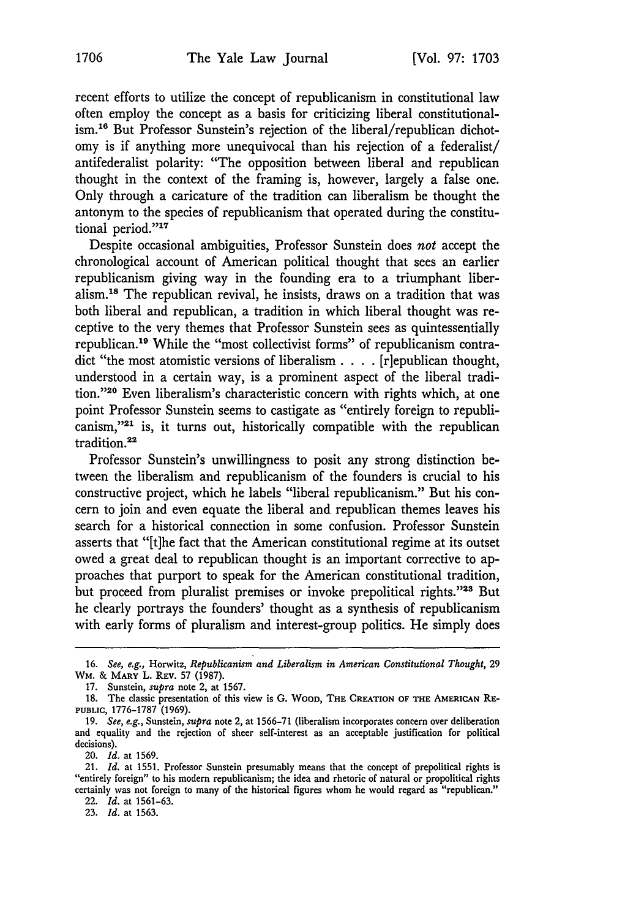recent efforts to utilize the concept of republicanism in constitutional law often employ the concept as a basis for criticizing liberal constitutionalism.[16] But Professor Sunstein's rejection of the liberal/republican dichotomy is if anything more unequivocal than his rejection of a federalist/antifederalist polarity: "The opposition between liberal and republican thought in the context of the framing is, however, largely a false one. Only through a caricature of the tradition can liberalism be thought the antonym to the species of republicanism that operated during the constitutional period."[17]

Despite occasional ambiguities, Professor Sunstein does *not* accept the chronological account of American political thought that sees an earlier republicanism giving way in the founding era to a triumphant liberalism.[18] The republican revival, he insists, draws on a tradition that was both liberal and republican, a tradition in which liberal thought was receptive to the very themes that Professor Sunstein sees as quintessentially republican.[19] While the "most collectivist forms" of republicanism contradict "the most atomistic versions of liberalism . . . . [r]epublican thought, understood in a certain way, is a prominent aspect of the liberal tradition."[20] Even liberalism's characteristic concern with rights which, at one point Professor Sunstein seems to castigate as "entirely foreign to republicanism,"[21] is, it turns out, historically compatible with the republican tradition.[22]

Professor Sunstein's unwillingness to posit any strong distinction between the liberalism and republicanism of the founders is crucial to his constructive project, which he labels "liberal republicanism." But his concern to join and even equate the liberal and republican themes leaves his search for a historical connection in some confusion. Professor Sunstein asserts that "[t]he fact that the American constitutional regime at its outset owed a great deal to republican thought is an important corrective to approaches that purport to speak for the American constitutional tradition, but proceed from pluralist premises or invoke prepolitical rights."[23] But he clearly portrays the founders' thought as a synthesis of republicanism with early forms of pluralism and interest-group politics. He simply does

---

16. *See, e.g.*, Horwitz, *Republicanism and Liberalism in American Constitutional Thought*, 29 WM. & MARY L. REV. 57 (1987).

17. Sunstein, *supra* note 2, at 1567.

18. The classic presentation of this view is G. WOOD, THE CREATION OF THE AMERICAN REPUBLIC, 1776-1787 (1969).

19. *See, e.g.*, Sunstein, *supra* note 2, at 1566-71 (liberalism incorporates concern over deliberation and equality and the rejection of sheer self-interest as an acceptable justification for political decisions).

20. *Id.* at 1569.

21. *Id.* at 1551. Professor Sunstein presumably means that the concept of prepolitical rights is "entirely foreign" to his modern republicanism; the idea and rhetoric of natural or propolitical rights certainly was not foreign to many of the historical figures whom he would regard as "republican."

22. *Id.* at 1561-63.

23. *Id.* at 1563.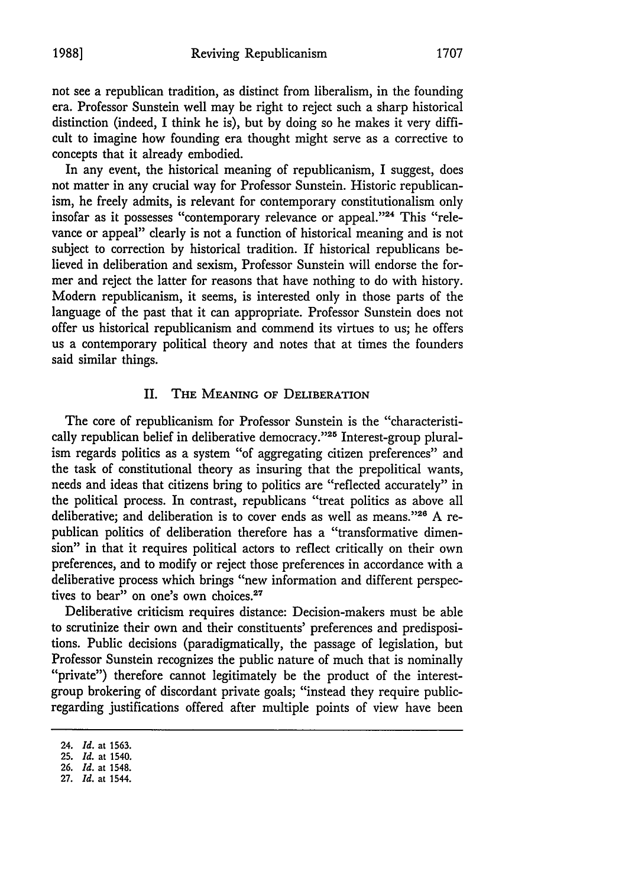not see a republican tradition, as distinct from liberalism, in the founding era. Professor Sunstein well may be right to reject such a sharp historical distinction (indeed, I think he is), but by doing so he makes it very difficult to imagine how founding era thought might serve as a corrective to concepts that it already embodied.

In any event, the historical meaning of republicanism, I suggest, does not matter in any crucial way for Professor Sunstein. Historic republicanism, he freely admits, is relevant for contemporary constitutionalism only insofar as it possesses "contemporary relevance or appeal."[24] This "relevance or appeal" clearly is not a function of historical meaning and is not subject to correction by historical tradition. If historical republicans believed in deliberation and sexism, Professor Sunstein will endorse the former and reject the latter for reasons that have nothing to do with history. Modern republicanism, it seems, is interested only in those parts of the language of the past that it can appropriate. Professor Sunstein does not offer us historical republicanism and commend its virtues to us; he offers us a contemporary political theory and notes that at times the founders said similar things.

## II. The Meaning of Deliberation

The core of republicanism for Professor Sunstein is the "characteristically republican belief in deliberative democracy."[25] Interest-group pluralism regards politics as a system "of aggregating citizen preferences" and the task of constitutional theory as insuring that the prepolitical wants, needs and ideas that citizens bring to politics are "reflected accurately" in the political process. In contrast, republicans "treat politics as above all deliberative; and deliberation is to cover ends as well as means."[26] A republican politics of deliberation therefore has a "transformative dimension" in that it requires political actors to reflect critically on their own preferences, and to modify or reject those preferences in accordance with a deliberative process which brings "new information and different perspectives to bear" on one's own choices.[27]

Deliberative criticism requires distance: Decision-makers must be able to scrutinize their own and their constituents' preferences and predispositions. Public decisions (paradigmatically, the passage of legislation, but Professor Sunstein recognizes the public nature of much that is nominally "private") therefore cannot legitimately be the product of the interest-group brokering of discordant private goals; "instead they require public-regarding justifications offered after multiple points of view have been

---

24. *Id.* at 1563.
25. *Id.* at 1540.
26. *Id.* at 1548.
27. *Id.* at 1544.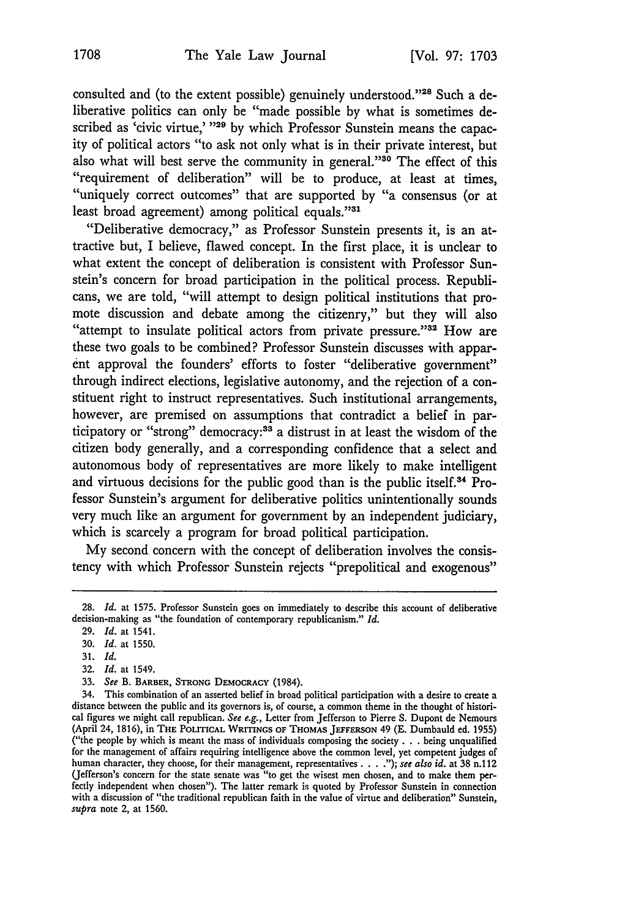consulted and (to the extent possible) genuinely understood."[28] Such a deliberative politics can only be "made possible by what is sometimes described as 'civic virtue,' "[29] by which Professor Sunstein means the capacity of political actors "to ask not only what is in their private interest, but also what will best serve the community in general."[30] The effect of this "requirement of deliberation" will be to produce, at least at times, "uniquely correct outcomes" that are supported by "a consensus (or at least broad agreement) among political equals."[31]

"Deliberative democracy," as Professor Sunstein presents it, is an attractive but, I believe, flawed concept. In the first place, it is unclear to what extent the concept of deliberation is consistent with Professor Sunstein's concern for broad participation in the political process. Republicans, we are told, "will attempt to design political institutions that promote discussion and debate among the citizenry," but they will also "attempt to insulate political actors from private pressure."[32] How are these two goals to be combined? Professor Sunstein discusses with apparent approval the founders' efforts to foster "deliberative government" through indirect elections, legislative autonomy, and the rejection of a constituent right to instruct representatives. Such institutional arrangements, however, are premised on assumptions that contradict a belief in participatory or "strong" democracy:[33] a distrust in at least the wisdom of the citizen body generally, and a corresponding confidence that a select and autonomous body of representatives are more likely to make intelligent and virtuous decisions for the public good than is the public itself.[34] Professor Sunstein's argument for deliberative politics unintentionally sounds very much like an argument for government by an independent judiciary, which is scarcely a program for broad political participation.

My second concern with the concept of deliberation involves the consistency with which Professor Sunstein rejects "prepolitical and exogenous"

---

28. *Id.* at 1575. Professor Sunstein goes on immediately to describe this account of deliberative decision-making as "the foundation of contemporary republicanism." *Id.*

29. *Id.* at 1541.

30. *Id.* at 1550.

31. *Id.*

32. *Id.* at 1549.

33. *See* B. BARBER, STRONG DEMOCRACY (1984).

34. This combination of an asserted belief in broad political participation with a desire to create a distance between the public and its governors is, of course, a common theme in the thought of historical figures we might call republican. *See e.g.*, Letter from Jefferson to Pierre S. Dupont de Nemours (April 24, 1816), in THE POLITICAL WRITINGS OF THOMAS JEFFERSON 49 (E. Dumbauld ed. 1955) ("the people by which is meant the mass of individuals composing the society . . . being unqualified for the management of affairs requiring intelligence above the common level, yet competent judges of human character, they choose, for their management, representatives . . . ."); *see also id.* at 38 n.112 (Jefferson's concern for the state senate was "to get the wisest men chosen, and to make them perfectly independent when chosen"). The latter remark is quoted by Professor Sunstein in connection with a discussion of "the traditional republican faith in the value of virtue and deliberation" Sunstein, *supra* note 2, at 1560.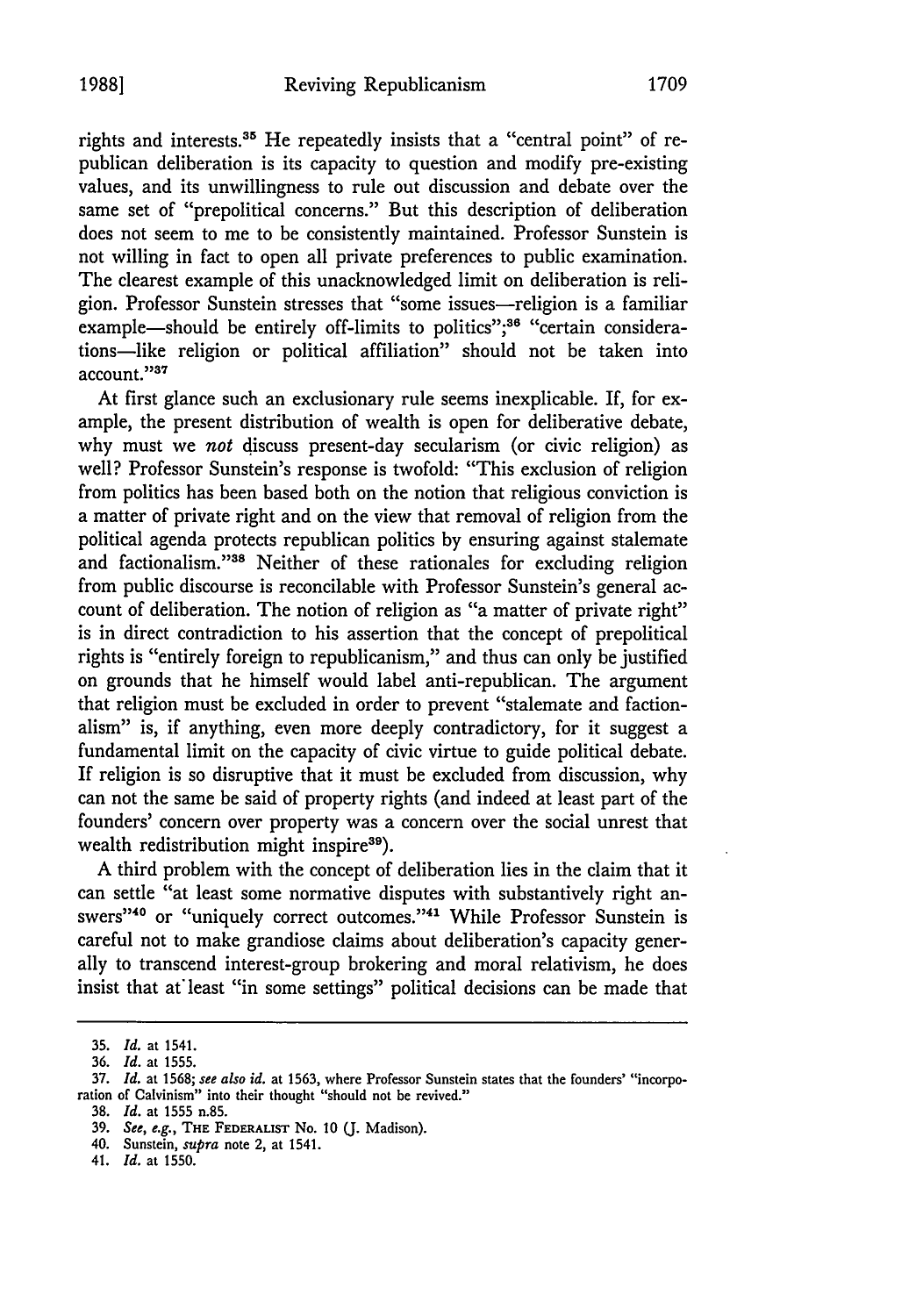rights and interests.[35] He repeatedly insists that a "central point" of republican deliberation is its capacity to question and modify pre-existing values, and its unwillingness to rule out discussion and debate over the same set of "prepolitical concerns." But this description of deliberation does not seem to me to be consistently maintained. Professor Sunstein is not willing in fact to open all private preferences to public examination. The clearest example of this unacknowledged limit on deliberation is religion. Professor Sunstein stresses that "some issues—religion is a familiar example—should be entirely off-limits to politics";[36] "certain considerations—like religion or political affiliation" should not be taken into account."[37]

At first glance such an exclusionary rule seems inexplicable. If, for example, the present distribution of wealth is open for deliberative debate, why must we *not* discuss present-day secularism (or civic religion) as well? Professor Sunstein's response is twofold: "This exclusion of religion from politics has been based both on the notion that religious conviction is a matter of private right and on the view that removal of religion from the political agenda protects republican politics by ensuring against stalemate and factionalism."[38] Neither of these rationales for excluding religion from public discourse is reconcilable with Professor Sunstein's general account of deliberation. The notion of religion as "a matter of private right" is in direct contradiction to his assertion that the concept of prepolitical rights is "entirely foreign to republicanism," and thus can only be justified on grounds that he himself would label anti-republican. The argument that religion must be excluded in order to prevent "stalemate and factionalism" is, if anything, even more deeply contradictory, for it suggest a fundamental limit on the capacity of civic virtue to guide political debate. If religion is so disruptive that it must be excluded from discussion, why can not the same be said of property rights (and indeed at least part of the founders' concern over property was a concern over the social unrest that wealth redistribution might inspire[39]).

A third problem with the concept of deliberation lies in the claim that it can settle "at least some normative disputes with substantively right answers"[40] or "uniquely correct outcomes."[41] While Professor Sunstein is careful not to make grandiose claims about deliberation's capacity generally to transcend interest-group brokering and moral relativism, he does insist that at least "in some settings" political decisions can be made that

---

35. *Id.* at 1541.

36. *Id.* at 1555.

37. *Id.* at 1568; *see also id.* at 1563, where Professor Sunstein states that the founders' "incorporation of Calvinism" into their thought "should not be revived."

38. *Id.* at 1555 n.85.

39. *See, e.g.*, THE FEDERALIST No. 10 (J. Madison).

40. Sunstein, *supra* note 2, at 1541.

41. *Id.* at 1550.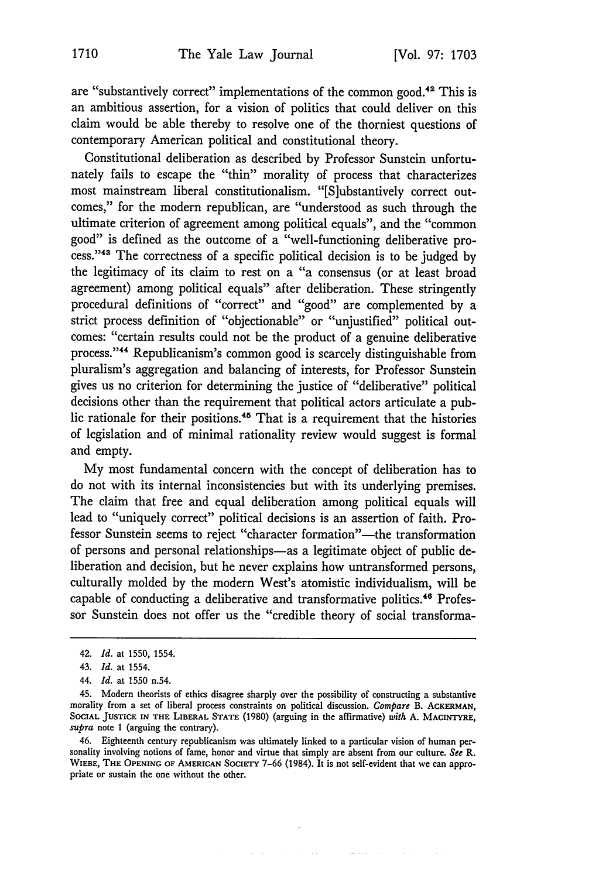are "substantively correct" implementations of the common good.[42] This is an ambitious assertion, for a vision of politics that could deliver on this claim would be able thereby to resolve one of the thorniest questions of contemporary American political and constitutional theory.

Constitutional deliberation as described by Professor Sunstein unfortunately fails to escape the "thin" morality of process that characterizes most mainstream liberal constitutionalism. "[S]ubstantively correct outcomes," for the modern republican, are "understood as such through the ultimate criterion of agreement among political equals", and the "common good" is defined as the outcome of a "well-functioning deliberative process."[43] The correctness of a specific political decision is to be judged by the legitimacy of its claim to rest on a "a consensus (or at least broad agreement) among political equals" after deliberation. These stringently procedural definitions of "correct" and "good" are complemented by a strict process definition of "objectionable" or "unjustified" political outcomes: "certain results could not be the product of a genuine deliberative process."[44] Republicanism's common good is scarcely distinguishable from pluralism's aggregation and balancing of interests, for Professor Sunstein gives us no criterion for determining the justice of "deliberative" political decisions other than the requirement that political actors articulate a public rationale for their positions.[45] That is a requirement that the histories of legislation and of minimal rationality review would suggest is formal and empty.

My most fundamental concern with the concept of deliberation has to do not with its internal inconsistencies but with its underlying premises. The claim that free and equal deliberation among political equals will lead to "uniquely correct" political decisions is an assertion of faith. Professor Sunstein seems to reject "character formation"—the transformation of persons and personal relationships—as a legitimate object of public deliberation and decision, but he never explains how untransformed persons, culturally molded by the modern West's atomistic individualism, will be capable of conducting a deliberative and transformative politics.[46] Professor Sunstein does not offer us the "credible theory of social transforma-

---

42. *Id.* at 1550, 1554.

43. *Id.* at 1554.

44. *Id.* at 1550 n.54.

45. Modern theorists of ethics disagree sharply over the possibility of constructing a substantive morality from a set of liberal process constraints on political discussion. *Compare* B. ACKERMAN, SOCIAL JUSTICE IN THE LIBERAL STATE (1980) (arguing in the affirmative) *with* A. MACINTYRE, *supra* note 1 (arguing the contrary).

46. Eighteenth century republicanism was ultimately linked to a particular vision of human personality involving notions of fame, honor and virtue that simply are absent from our culture. *See* R. WIEBE, THE OPENING OF AMERICAN SOCIETY 7-66 (1984). It is not self-evident that we can appropriate or sustain the one without the other.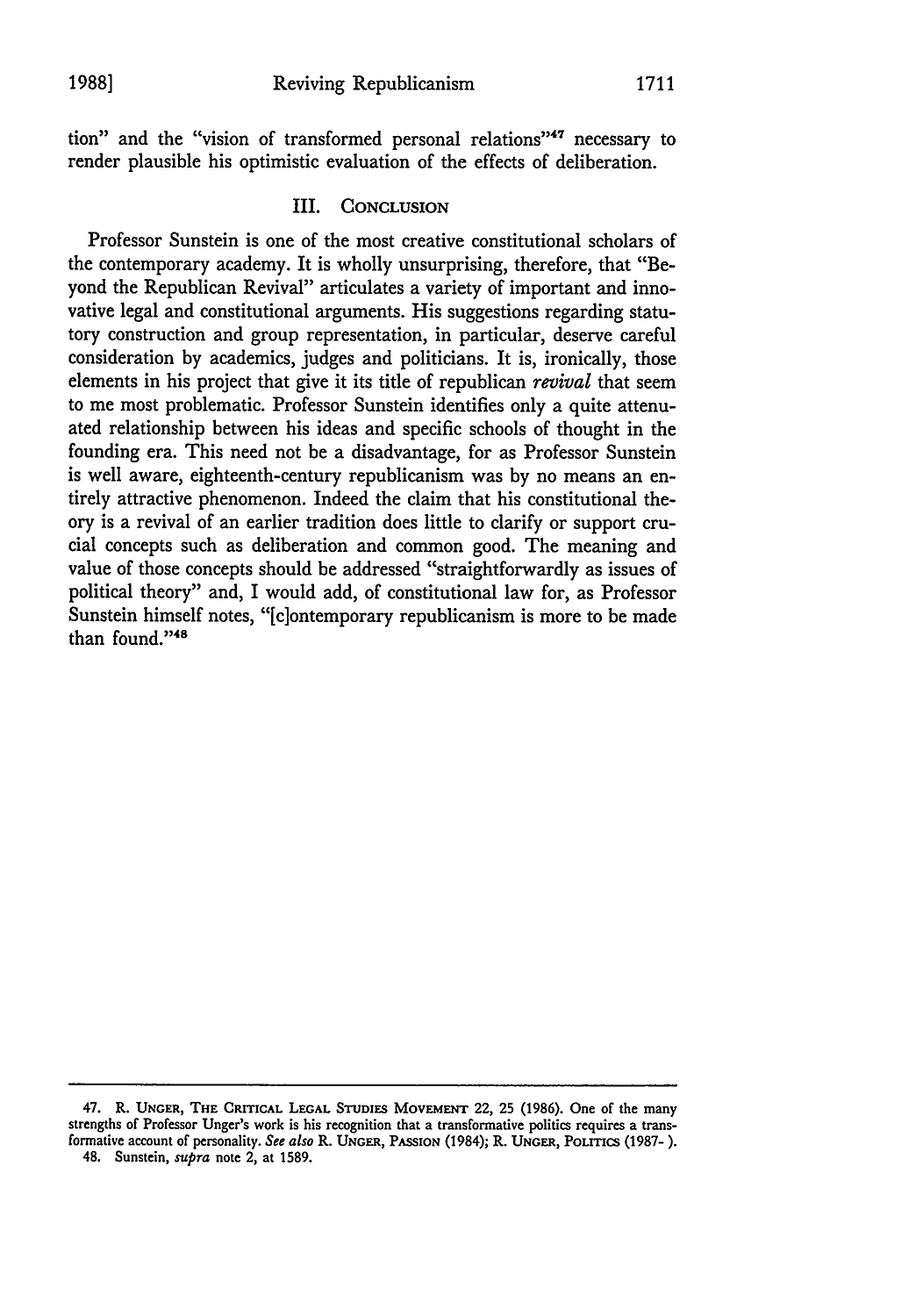tion" and the "vision of transformed personal relations"[47] necessary to render plausible his optimistic evaluation of the effects of deliberation.

## III. CONCLUSION

Professor Sunstein is one of the most creative constitutional scholars of the contemporary academy. It is wholly unsurprising, therefore, that "Beyond the Republican Revival" articulates a variety of important and innovative legal and constitutional arguments. His suggestions regarding statutory construction and group representation, in particular, deserve careful consideration by academics, judges and politicians. It is, ironically, those elements in his project that give it its title of republican *revival* that seem to me most problematic. Professor Sunstein identifies only a quite attenuated relationship between his ideas and specific schools of thought in the founding era. This need not be a disadvantage, for as Professor Sunstein is well aware, eighteenth-century republicanism was by no means an entirely attractive phenomenon. Indeed the claim that his constitutional theory is a revival of an earlier tradition does little to clarify or support crucial concepts such as deliberation and common good. The meaning and value of those concepts should be addressed "straightforwardly as issues of political theory" and, I would add, of constitutional law for, as Professor Sunstein himself notes, "[c]ontemporary republicanism is more to be made than found."[48]

---

47. R. UNGER, THE CRITICAL LEGAL STUDIES MOVEMENT 22, 25 (1986). One of the many strengths of Professor Unger's work is his recognition that a transformative politics requires a transformative account of personality. *See also* R. UNGER, PASSION (1984); R. UNGER, POLITICS (1987- ).

48. Sunstein, *supra* note 2, at 1589.